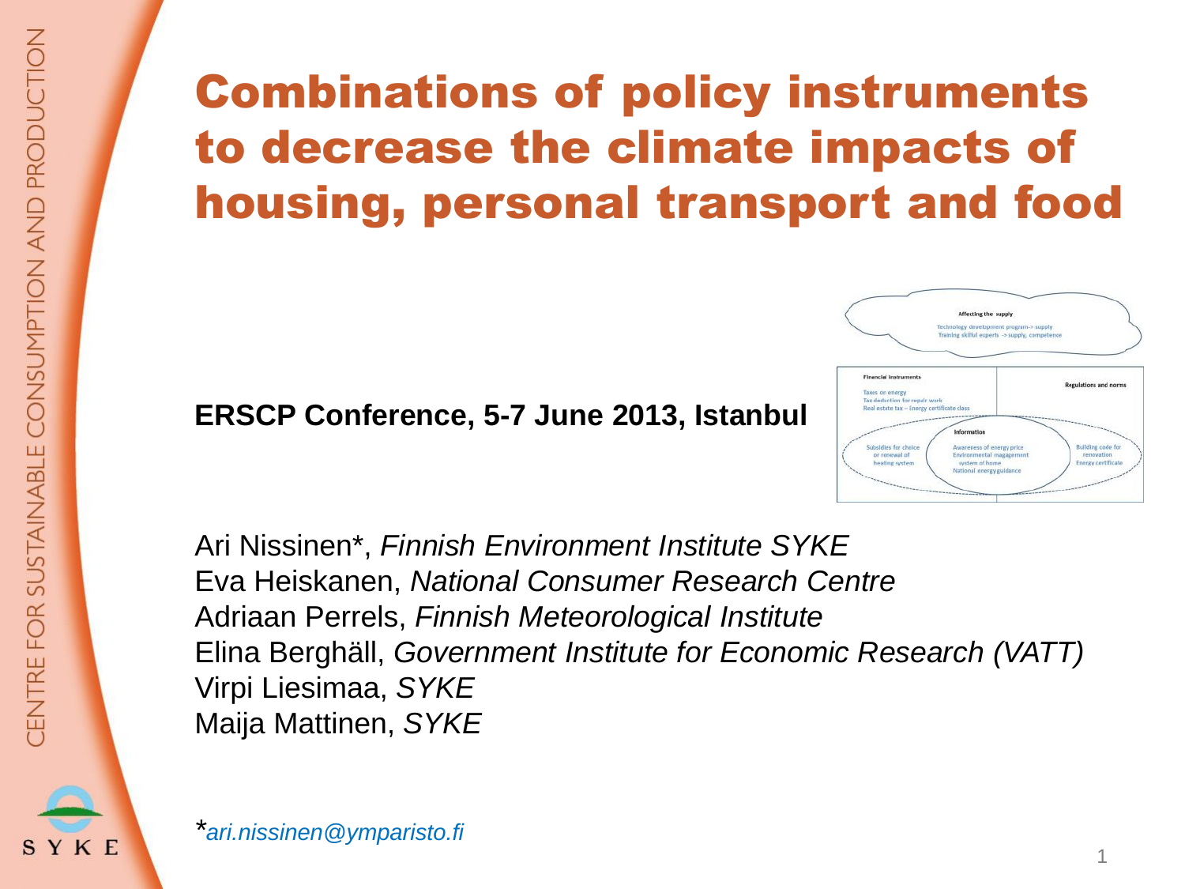# Combinations of policy instruments to decrease the climate impacts of housing, personal transport and food

**ERSCP Conference, 5-7 June 2013, Istanbul**

Ari Nissinen*, *Finnish Environment Institute SYKE*
Eva Heiskanen, *National Consumer Research Centre*
Adriaan Perrels, *Finnish Meteorological Institute*
Elina Berghäll, *Government Institute for Economic Research (VATT)*
Virpi Liesimaa, *SYKE*
Maija Mattinen, *SYKE*

**ari.nissinen@ymparisto.fi*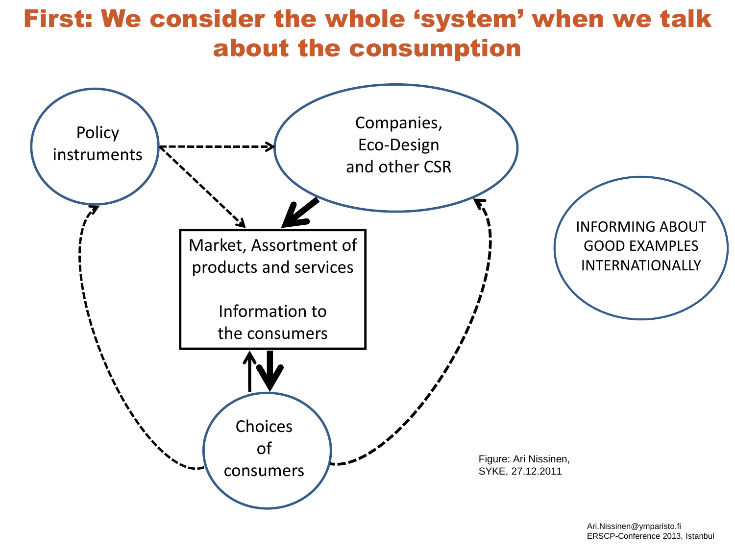# First: We consider the whole 'system' when we talk about the consumption

Policy instruments

Companies, Eco-Design and other CSR

Market, Assortment of products and services

Information to the consumers

Choices of consumers

INFORMING ABOUT GOOD EXAMPLES INTERNATIONALLY

Figure: Ari Nissinen, SYKE, 27.12.2011

Ari.Nissinen@ymparisto.fi
ERSCP-Conference 2013, Istanbul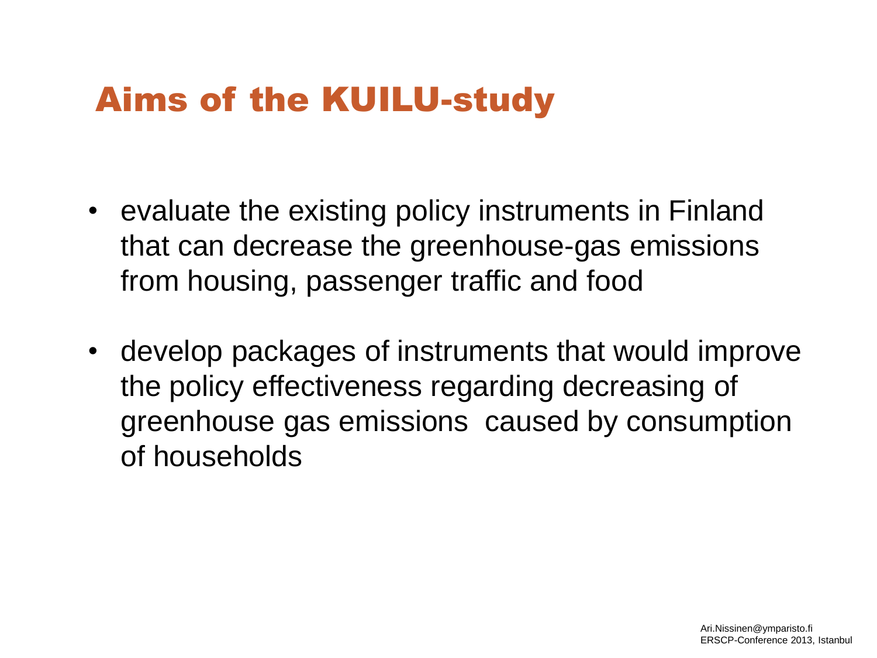# Aims of the KUILU-study

- evaluate the existing policy instruments in Finland that can decrease the greenhouse-gas emissions from housing, passenger traffic and food
- develop packages of instruments that would improve the policy effectiveness regarding decreasing of greenhouse gas emissions caused by consumption of households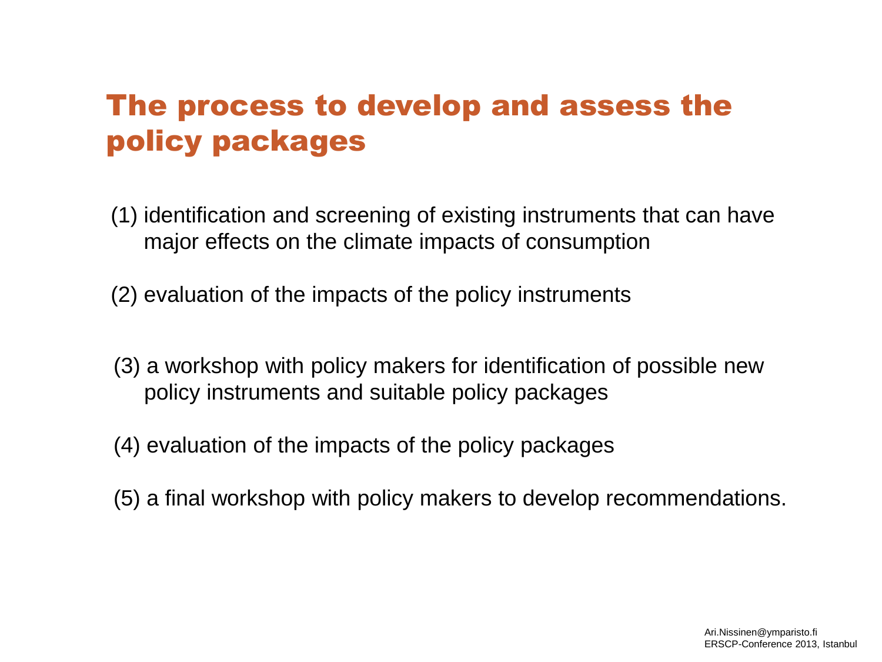# The process to develop and assess the policy packages

(1) identification and screening of existing instruments that can have major effects on the climate impacts of consumption

(2) evaluation of the impacts of the policy instruments

(3) a workshop with policy makers for identification of possible new policy instruments and suitable policy packages

(4) evaluation of the impacts of the policy packages

(5) a final workshop with policy makers to develop recommendations.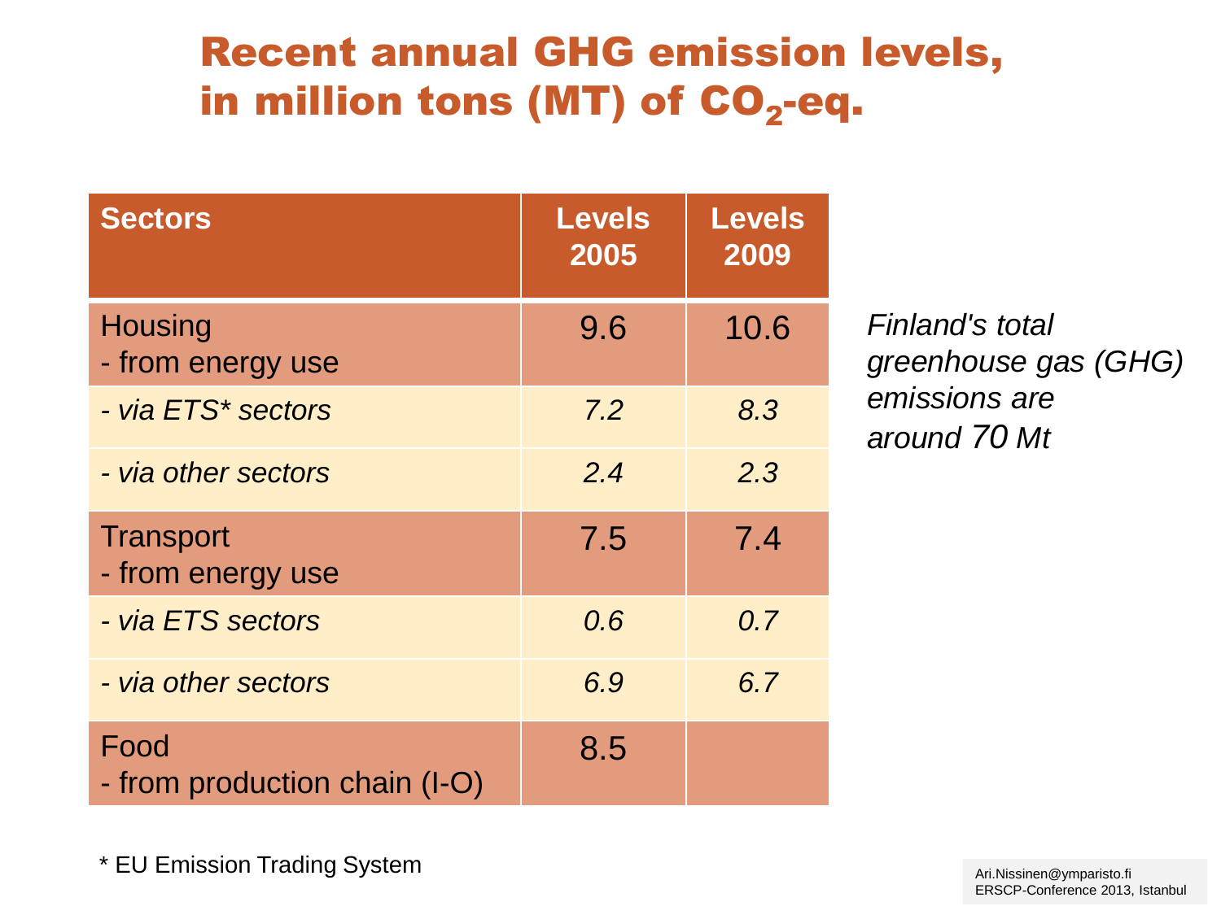# Recent annual GHG emission levels, in million tons (MT) of $CO_2$-eq.

| Sectors | Levels 2005 | Levels 2009 |
|---|---|---|
| Housing<br>- from energy use | 9.6 | 10.6 |
| *- via ETS\* sectors* | *7.2* | *8.3* |
| *- via other sectors* | *2.4* | *2.3* |
| Transport<br>- from energy use | 7.5 | 7.4 |
| *- via ETS sectors* | *0.6* | *0.7* |
| *- via other sectors* | *6.9* | *6.7* |
| Food<br>- from production chain (I-O) | 8.5 | |

*Finland's total greenhouse gas (GHG) emissions are around 70 Mt*

\* EU Emission Trading System

Ari.Nissinen@ymparisto.fi
ERSCP-Conference 2013, Istanbul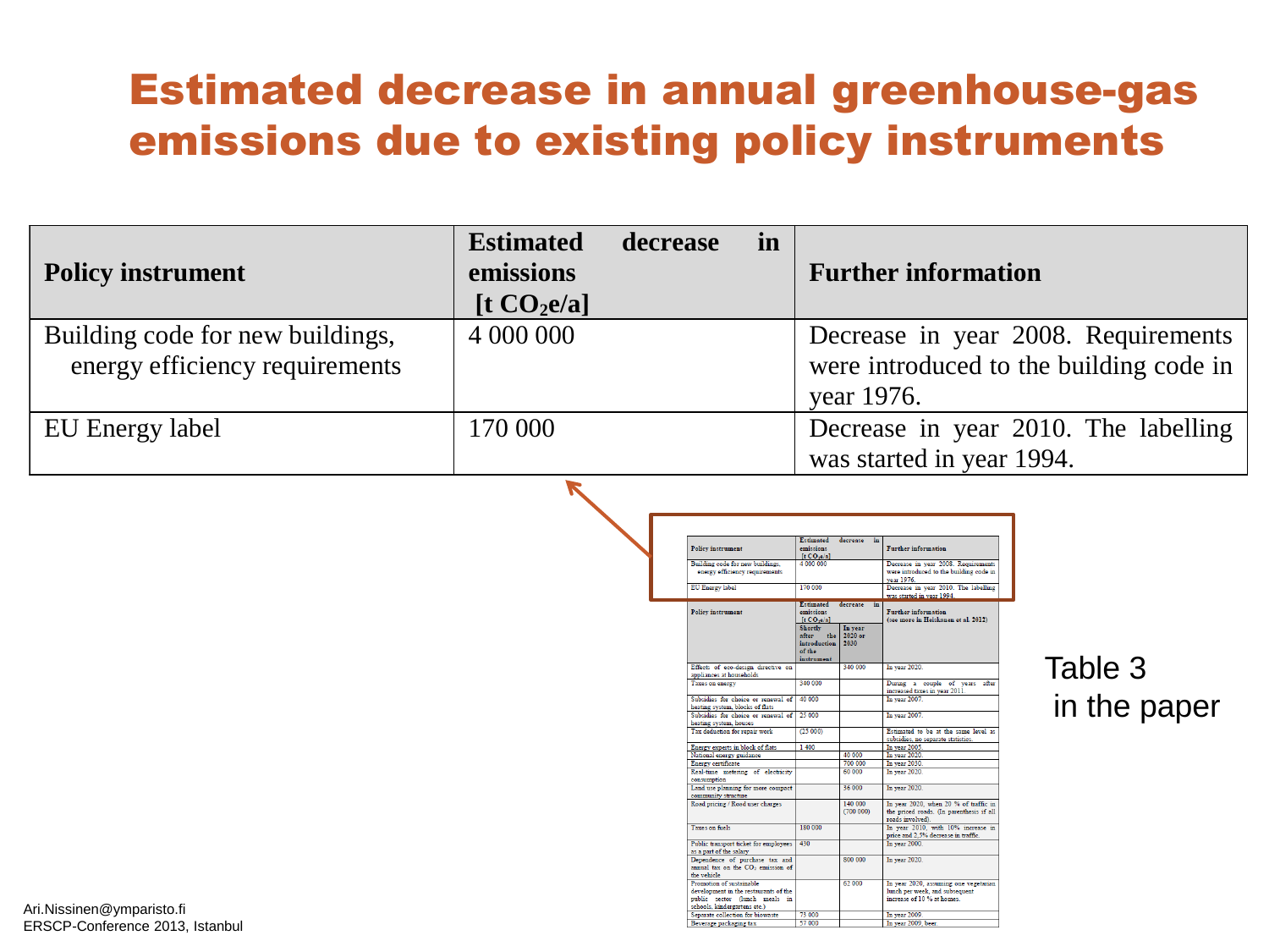# Estimated decrease in annual greenhouse-gas emissions due to existing policy instruments

| Policy instrument | Estimated decrease in emissions [t $CO_2e/a$] | Further information |
|---|---|---|
| Building code for new buildings, energy efficiency requirements | 4 000 000 | Decrease in year 2008. Requirements were introduced to the building code in year 1976. |
| EU Energy label | 170 000 | Decrease in year 2010. The labelling was started in year 1994. |

| Policy instrument | Estimated decrease in emissions [t $CO_2e/a$] | | Further information (see more in Heiskanen et al. 2012) |
|---|---|---|---|
| | Shortly after the introduction of the instrument | In year 2020 or 2030 | |
| Effects of eco-design directive on appliances at households | | 340 000 | In year 2020. |
| Taxes on energy | 340 000 | | During a couple of years after increased taxes in year 2011. |
| Subsidies for choice or renewal of heating system, blocks of flats | 40 000 | | In year 2007. |
| Subsidies for choice or renewal of heating system, houses | 25 000 | | In year 2007. |
| Tax deduction for repair work | (25 000) | | Estimated to be at the same level as subsidies, no separate statistics. |
| Energy experts in block of flats | 1 400 | | In year 2005. |
| National energy guidance | | 40 000 | In year 2020. |
| Energy certificate | | 700 000 | In year 2030. |
| Real-time metering of electricity consumption | | 60 000 | In year 2020. |
| Land use planning for more compact community structure | | 36 000 | In year 2020. |
| Road pricing / Road user charges | | 140 000 (700 000) | In year 2020, when 20 % of traffic in the priced roads. (In parenthesis if all roads involved). |
| Taxes on fuels | 180 000 | | In year 2010, with 10% increase in price and 2,5% decrease in traffic. |
| Public transport ticket for employees as a part of the salary | 430 | | In year 2000. |
| Dependence of purchase tax and annual tax on the $CO_2$ emission of the vehicle | | 800 000 | In year 2020. |
| Promotion of sustainable development in the restaurants of the public sector (lunch meals in schools, kindergartens etc.) | | 62 000 | In year 2020, assuming one vegetarian lunch per week, and subsequent increase of 10 % at homes. |
| Separate collection for biowaste | 73 000 | | In year 2009. |
| Beverage packaging tax | 57 000 | | In year 2009, beer. |

Table 3 in the paper

Ari.Nissinen@ymparisto.fi
ERSCP-Conference 2013, Istanbul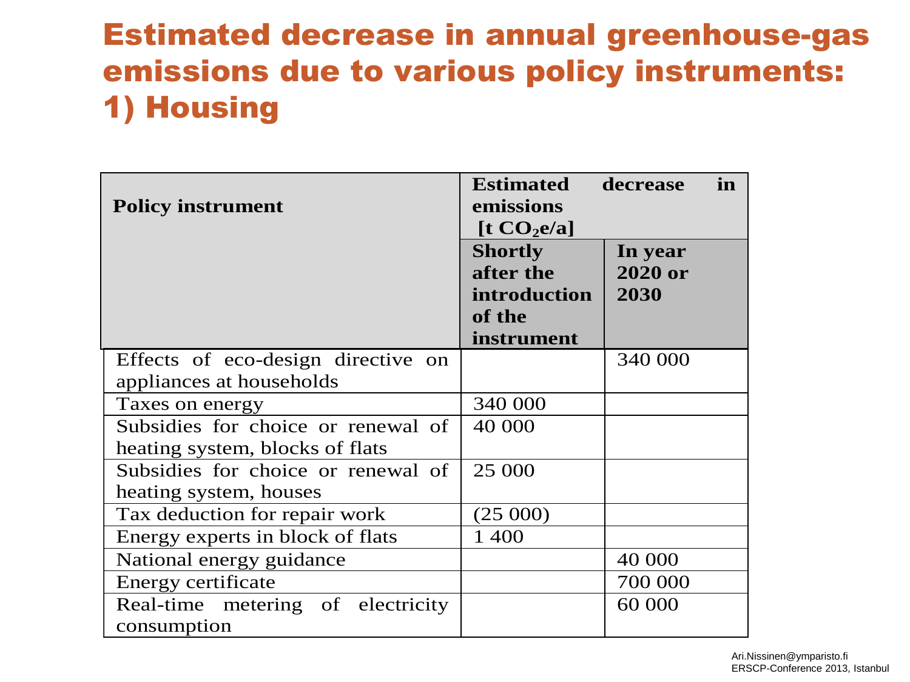# Estimated decrease in annual greenhouse-gas emissions due to various policy instruments: 1) Housing

| Policy instrument | Estimated decrease in emissions [t $CO_2$e/a] | |
|---|---|---|
| | Shortly after the introduction of the instrument | In year 2020 or 2030 |
| Effects of eco-design directive on appliances at households | | 340 000 |
| Taxes on energy | 340 000 | |
| Subsidies for choice or renewal of heating system, blocks of flats | 40 000 | |
| Subsidies for choice or renewal of heating system, houses | 25 000 | |
| Tax deduction for repair work | (25 000) | |
| Energy experts in block of flats | 1 400 | |
| National energy guidance | | 40 000 |
| Energy certificate | | 700 000 |
| Real-time metering of electricity consumption | | 60 000 |

Ari.Nissinen@ymparisto.fi
ERSCP-Conference 2013, Istanbul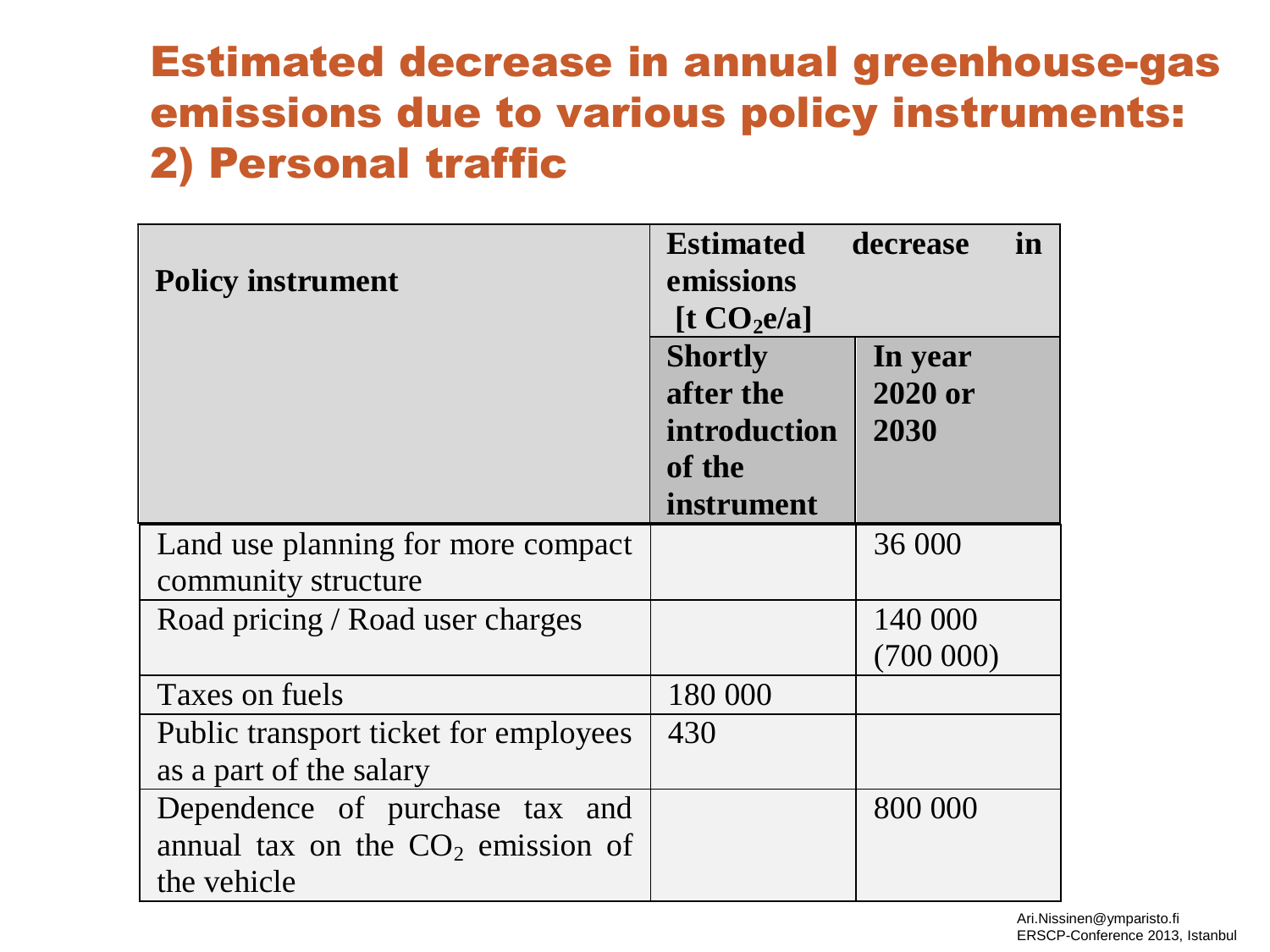# Estimated decrease in annual greenhouse-gas emissions due to various policy instruments: 2) Personal traffic

| **Policy instrument** | **Estimated decrease in emissions [t $CO_2$e/a]** | |
|---|---|---|
| | **Shortly after the introduction of the instrument** | **In year 2020 or 2030** |
| Land use planning for more compact community structure | | 36 000 |
| Road pricing / Road user charges | | 140 000 (700 000) |
| Taxes on fuels | 180 000 | |
| Public transport ticket for employees as a part of the salary | 430 | |
| Dependence of purchase tax and annual tax on the $CO_2$ emission of the vehicle | | 800 000 |

Ari.Nissinen@ymparisto.fi
ERSCP-Conference 2013, Istanbul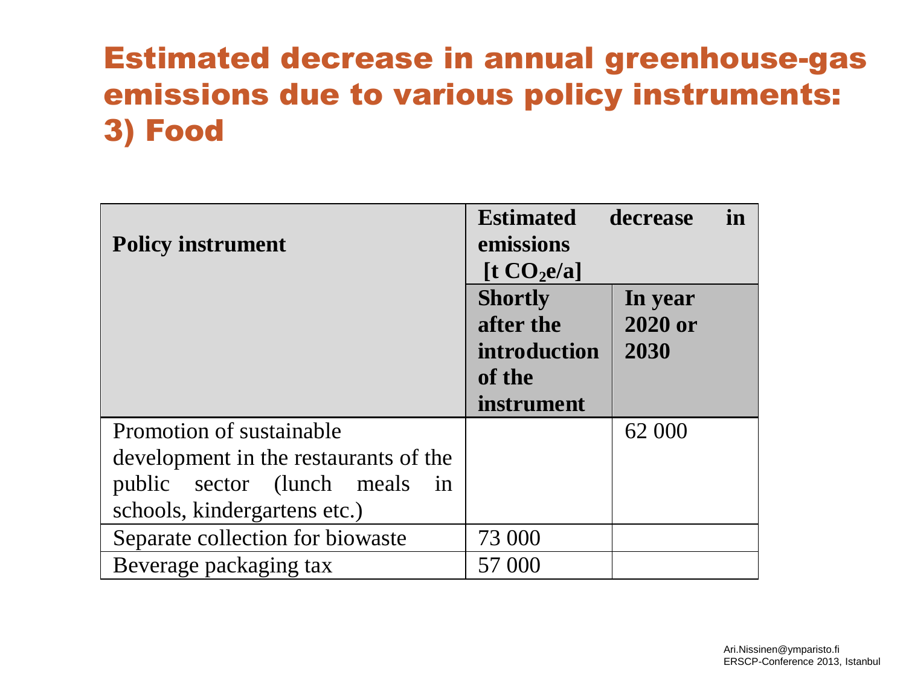# Estimated decrease in annual greenhouse-gas emissions due to various policy instruments: 3) Food

| Policy instrument | Estimated decrease in emissions [t $CO_2e/a$] | |
|---|---|---|
| | **Shortly after the introduction of the instrument** | **In year 2020 or 2030** |
| Promotion of sustainable development in the restaurants of the public sector (lunch meals in schools, kindergartens etc.) | | 62 000 |
| Separate collection for biowaste | 73 000 | |
| Beverage packaging tax | 57 000 | |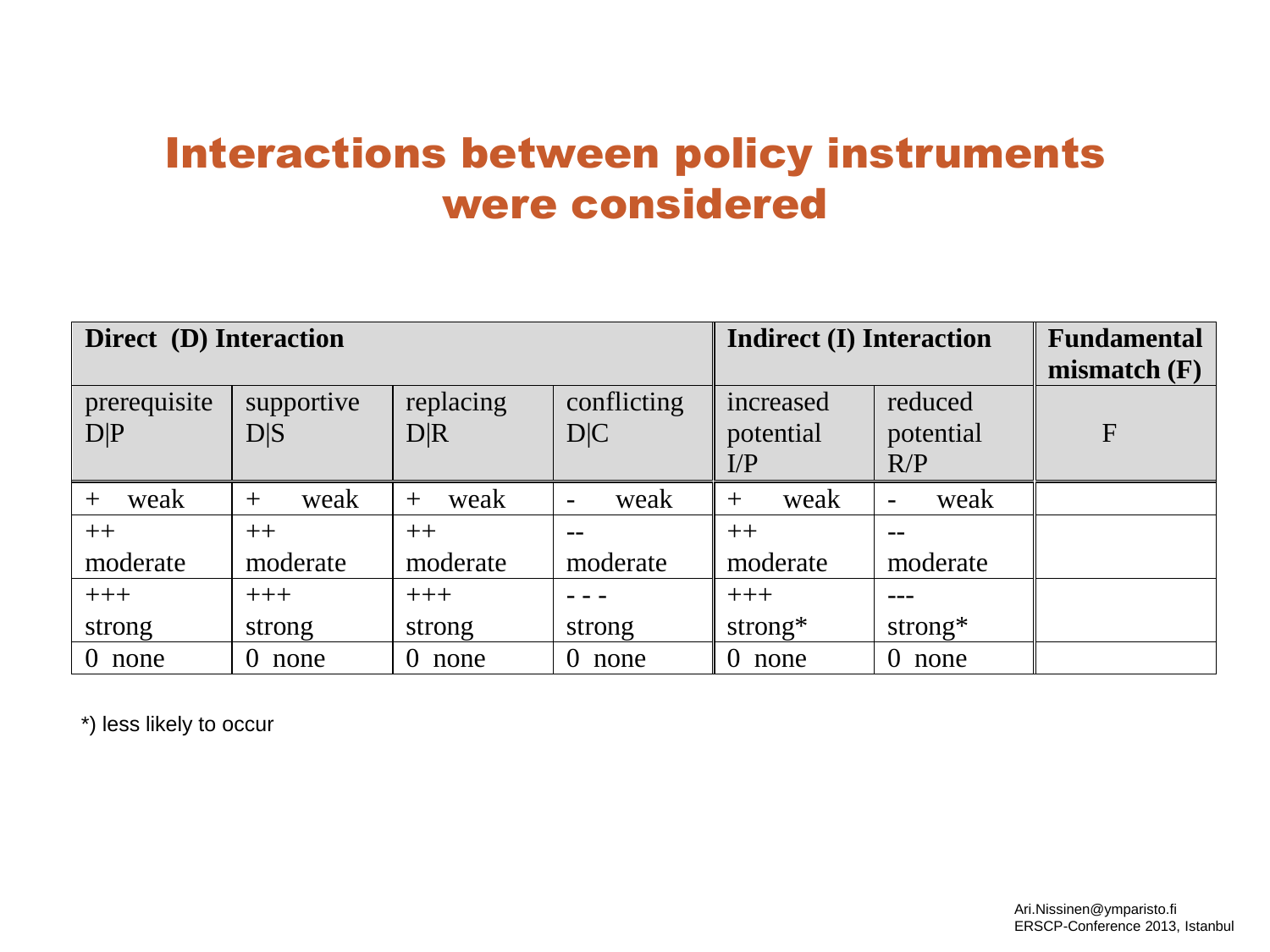# Interactions between policy instruments were considered

| Direct (D) Interaction | | | | Indirect (I) Interaction | | Fundamental mismatch (F) |
|---|---|---|---|---|---|---|
| prerequisite D\|P | supportive D\|S | replacing D\|R | conflicting D\|C | increased potential I/P | reduced potential R/P | F |
| + weak | + weak | + weak | - weak | + weak | - weak | |
| ++ moderate | ++ moderate | ++ moderate | -- moderate | ++ moderate | -- moderate | |
| +++ strong | +++ strong | +++ strong | - - - strong | +++ strong* | --- strong* | |
| 0 none | 0 none | 0 none | 0 none | 0 none | 0 none | |

*) less likely to occur

Ari.Nissinen@ymparisto.fi
ERSCP-Conference 2013, Istanbul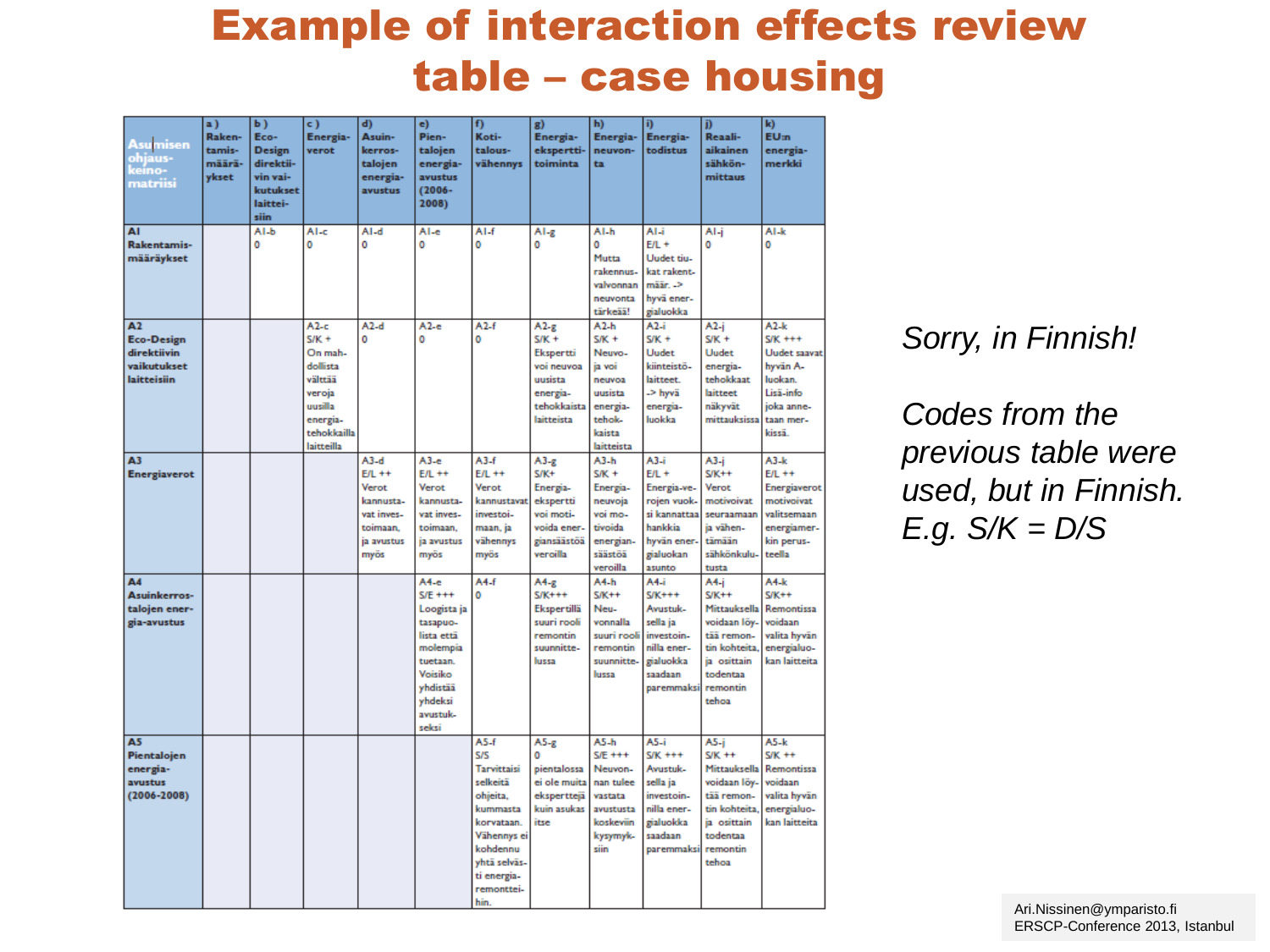# Example of interaction effects review table – case housing

| Asumisen ohjaus-keino-matriisi | a) Rakentamismääräykset | b) Eco-Design direktiivin vaikutukset laitteisiin | c) Energiaverot | d) Asuinkerrostalojen energia-avustus | e) Pientalojen energia-avustus (2006-2008) | f) Kotitalousvähennys | g) Energiaeksperttitoiminta | h) Energianeuvonta | i) Energiatodistus | j) Reaaliaikainen sähkönmittaus | k) EU:n energiamerkki |
|---|---|---|---|---|---|---|---|---|---|---|---|
| **A1 Rakentamismääräykset** | | A1-b 0 | A1-c 0 | A1-d 0 | A1-e 0 | A1-f 0 | A1-g 0 | A1-h 0 Mutta rakennusvalvonnan neuvonta tärkeää! | A1-i E/L + Uudet tiukat rakentmäär. -> hyvä energialuokka | A1-j 0 | A1-k 0 |
| **A2 Eco-Design direktiivin vaikutukset laitteisiin** | | | A2-c S/K + On mahdollista välttää veroja uusilla energiatehokkailla laitteilla | A2-d 0 | A2-e 0 | A2-f 0 | A2-g S/K + Ekspertti voi neuvoa uusista energiatehokkaista laitteista | A2-h S/K + Neuvonja voi neuvoa uusista energiatehokkaista laitteista | A2-i S/K + Uudet kiinteistölaitteet. -> hyvä energialuokka | A2-j S/K + Uudet energiatehokkaat laitteet näkyvät mittauksissa | A2-k S/K +++ Uudet saavat hyvän A-luokan. Lisä-info joka annetaan merkissä. |
| **A3 Energiaverot** | | | | A3-d E/L ++ Verot kannustavat investoimaan, ja avustus myös | A3-e E/L ++ Verot kannustavat investoimaan, ja avustus myös | A3-f E/L ++ Verot kannustavat investoimaan, ja vähennys myös | A3-g S/K+ Energiaekspertti voi motivoida energiansäästöä veroilla | A3-h S/K + Energianeuvoja voi motivoida energiansäästöä veroilla | A3-i E/L + Energia-verojen vuoksi kannattaa hankkia hyvän energialuokan asunto | A3-j S/K++ Verot motivoivat seuraamaan ja vähentämään sähkönkulutusta | A3-k E/L ++ Energiaverot motivoivat valitsemaan energiamerkin perusteella |
| **A4 Asuinkerrostalojen energia-avustus** | | | | | A4-e S/E +++ Loogista ja tasapuolista että molempia tuetaan. Voisiko yhdistää yhdeksi avustukseksi | A4-f 0 | A4-g S/K+++ Ekspertillä suuri rooli remontin suunnittelussa | A4-h S/K++ Neuvonnalla suuri rooli remontin suunnittelussa | A4-i S/K+++ Avustuksella ja investoinnilla energialuokka saadaan paremmaksi | A4-j S/K++ Mittauksella voidaan löytää remontin kohteita, ja osittain todentaa remontin tehoa | A4-k S/K++ Remontissa voidaan valita hyvän energialuokan laitteita |
| **A5 Pientalojen energia-avustus (2006-2008)** | | | | | | A5-f S/S Tarvittaisi selkeitä ohjeita, kummasta korvataan. Vähennys ei kohdennu yhtä selvästi energiaremonttei-hin. | A5-g 0 pientalossa ei ole muita eksperttejä kuin asukas itse | A5-h S/E +++ Neuvonnan tulee vastata avustusta koskeviin kysymyksiin | A5-i S/K +++ Avustuksella ja investoinnilla energialuokka saadaan paremmaksi | A5-j S/K ++ Mittauksella voidaan löytää remontin kohteita, ja osittain todentaa remontin tehoa | A5-k S/K ++ Remontissa voidaan valita hyvän energialuokan laitteita |

*Sorry, in Finnish!*

*Codes from the previous table were used, but in Finnish. E.g. S/K = D/S*

Ari.Nissinen@ymparisto.fi
ERSCP-Conference 2013, Istanbul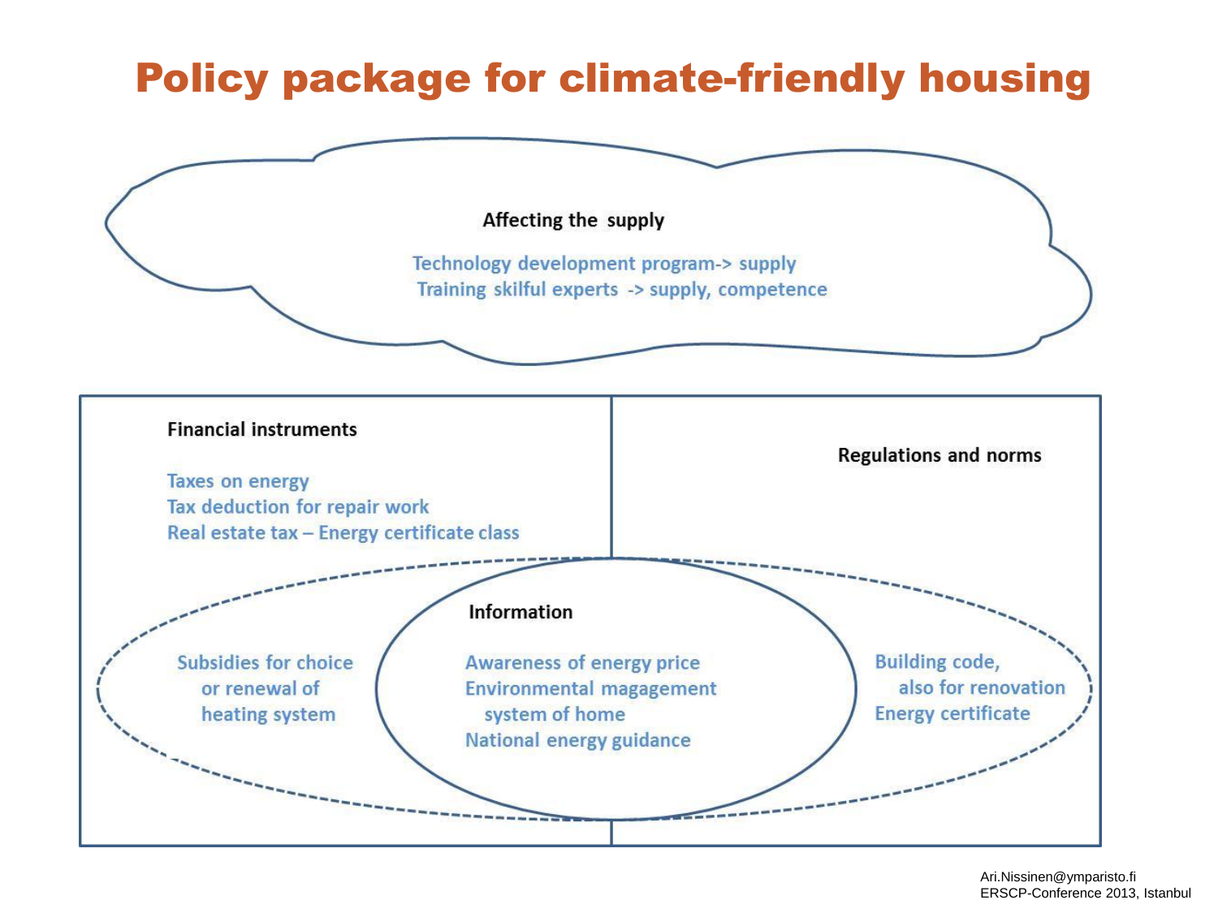# Policy package for climate-friendly housing

**Affecting the supply**

Technology development program-> supply
Training skilful experts -> supply, competence

**Financial instruments**

Taxes on energy
Tax deduction for repair work
Real estate tax – Energy certificate class

Subsidies for choice or renewal of heating system

**Regulations and norms**

Building code, also for renovation
Energy certificate

**Information**

Awareness of energy price
Environmental magagement system of home
National energy guidance

Ari.Nissinen@ymparisto.fi
ERSCP-Conference 2013, Istanbul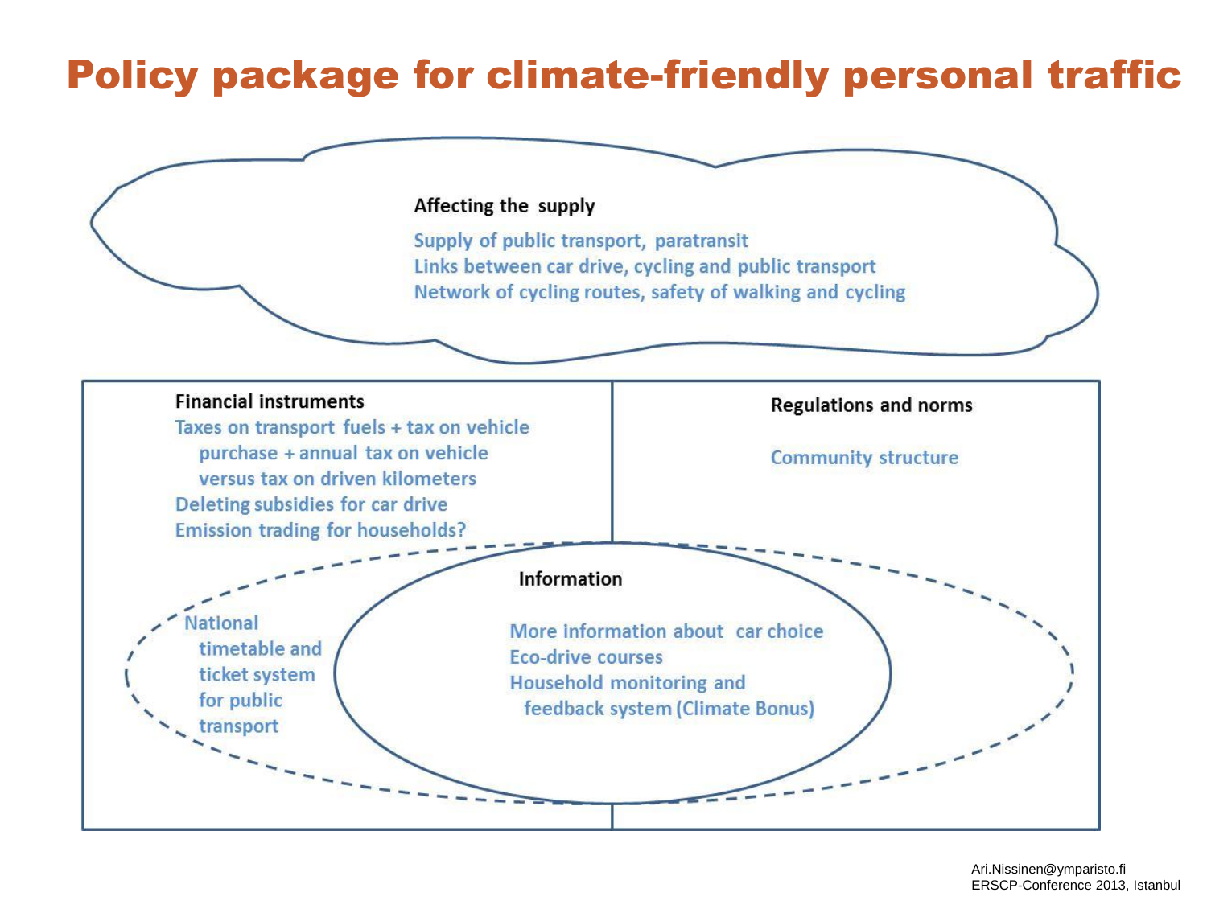# Policy package for climate-friendly personal traffic

**Affecting the supply**

- Supply of public transport, paratransit
- Links between car drive, cycling and public transport
- Network of cycling routes, safety of walking and cycling

**Financial instruments**

- Taxes on transport fuels + tax on vehicle purchase + annual tax on vehicle versus tax on driven kilometers
- Deleting subsidies for car drive
- Emission trading for households?

**Regulations and norms**

- Community structure

**Information**

- More information about car choice
- Eco-drive courses
- Household monitoring and feedback system (Climate Bonus)

National timetable and ticket system for public transport

Ari.Nissinen@ymparisto.fi
ERSCP-Conference 2013, Istanbul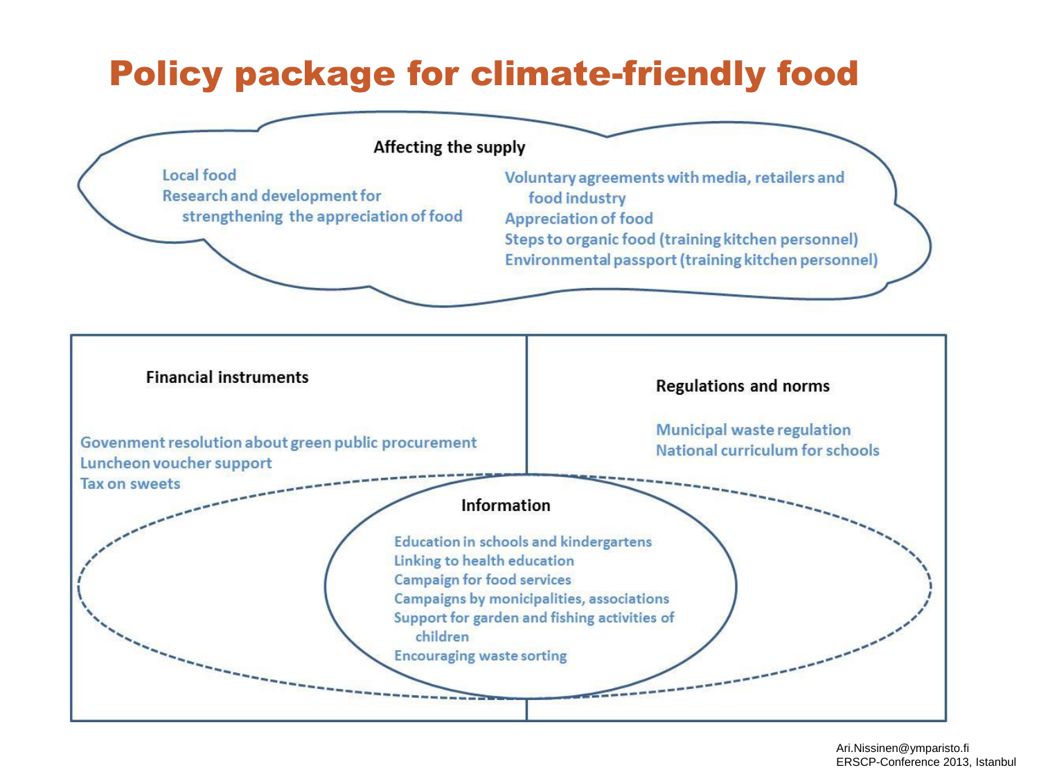# Policy package for climate-friendly food

### Affecting the supply

- Local food
- Research and development for strengthening the appreciation of food
- Voluntary agreements with media, retailers and food industry
- Appreciation of food
- Steps to organic food (training kitchen personnel)
- Environmental passport (training kitchen personnel)

### Financial instruments

- Govenment resolution about green public procurement
- Luncheon voucher support
- Tax on sweets

### Regulations and norms

- Municipal waste regulation
- National curriculum for schools

### Information

- Education in schools and kindergartens
- Linking to health education
- Campaign for food services
- Campaigns by monicipalities, associations
- Support for garden and fishing activities of children
- Encouraging waste sorting

Ari.Nissinen@ymparisto.fi
ERSCP-Conference 2013, Istanbul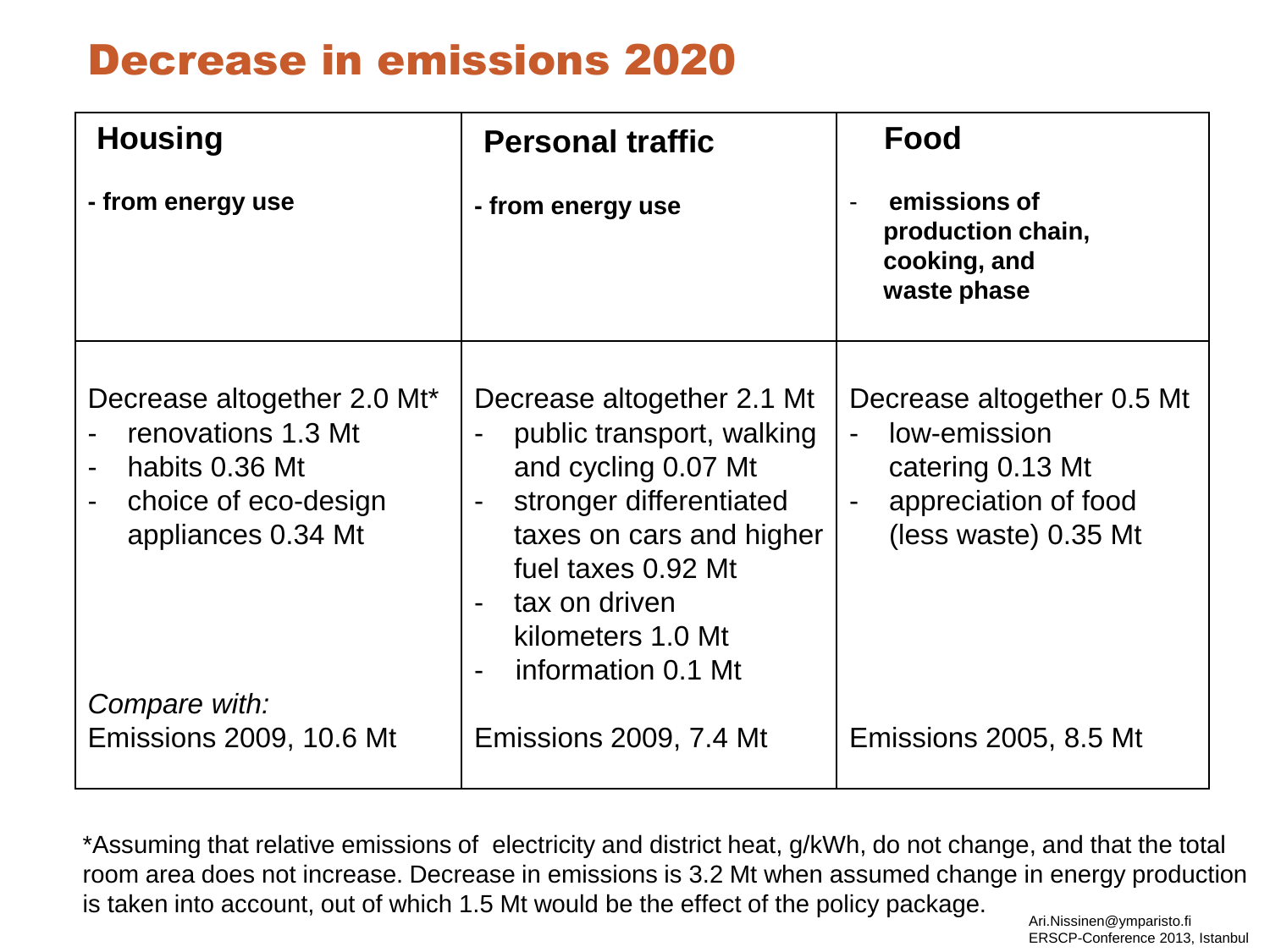# Decrease in emissions 2020

| **Housing**<br>**- from energy use** | **Personal traffic**<br>**- from energy use** | **Food**<br>**- emissions of production chain, cooking, and waste phase** |
|---|---|---|
| Decrease altogether 2.0 Mt*<br>- renovations 1.3 Mt<br>- habits 0.36 Mt<br>- choice of eco-design appliances 0.34 Mt<br><br>*Compare with:*<br>Emissions 2009, 10.6 Mt | Decrease altogether 2.1 Mt<br>- public transport, walking and cycling 0.07 Mt<br>- stronger differentiated taxes on cars and higher fuel taxes 0.92 Mt<br>- tax on driven kilometers 1.0 Mt<br>- information 0.1 Mt<br><br>Emissions 2009, 7.4 Mt | Decrease altogether 0.5 Mt<br>- low-emission catering 0.13 Mt<br>- appreciation of food (less waste) 0.35 Mt<br><br>Emissions 2005, 8.5 Mt |

*Assuming that relative emissions of electricity and district heat, g/kWh, do not change, and that the total room area does not increase. Decrease in emissions is 3.2 Mt when assumed change in energy production is taken into account, out of which 1.5 Mt would be the effect of the policy package.

Ari.Nissinen@ymparisto.fi
ERSCP-Conference 2013, Istanbul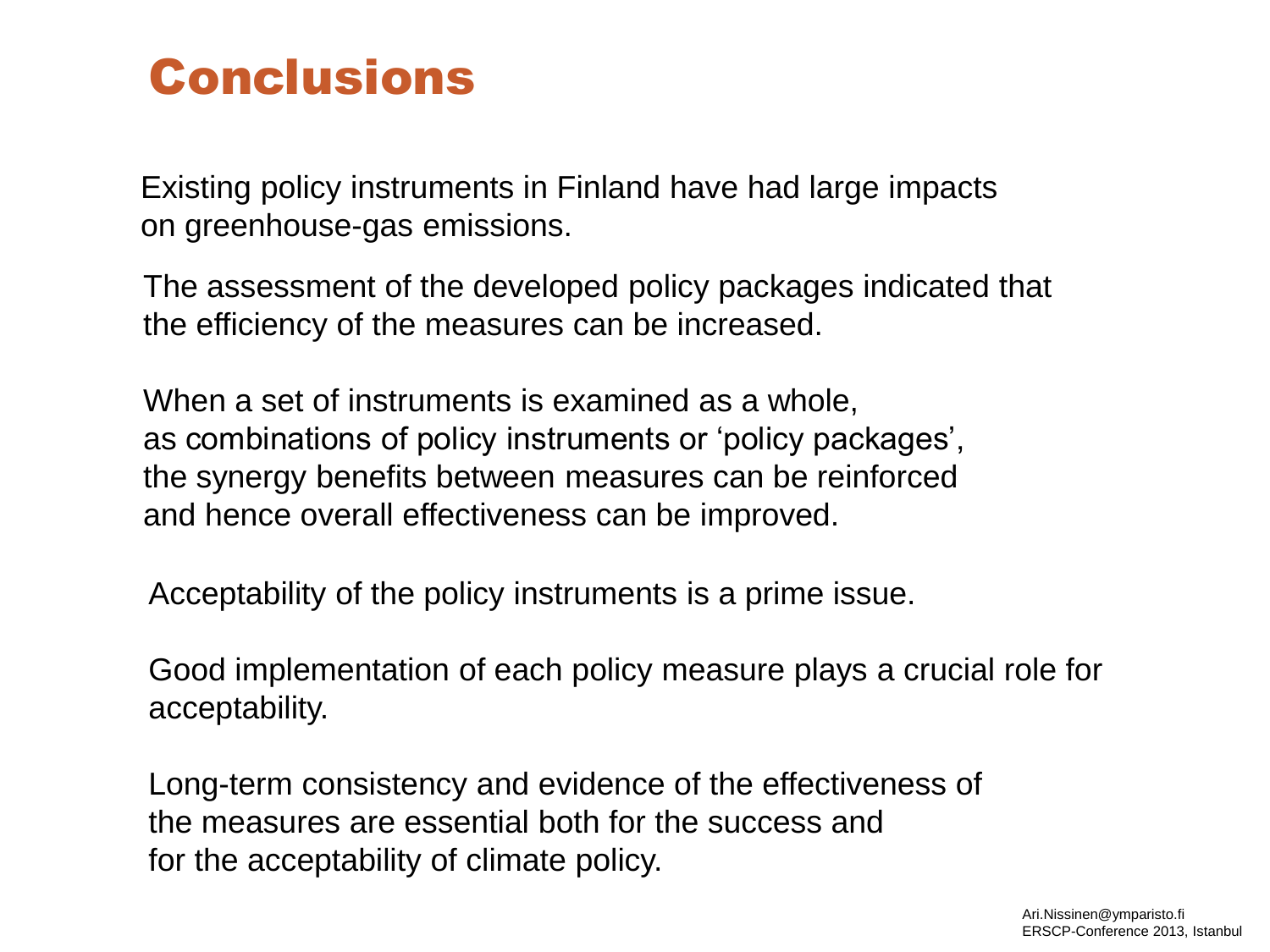# Conclusions

Existing policy instruments in Finland have had large impacts on greenhouse-gas emissions.

The assessment of the developed policy packages indicated that the efficiency of the measures can be increased.

When a set of instruments is examined as a whole, as combinations of policy instruments or 'policy packages', the synergy benefits between measures can be reinforced and hence overall effectiveness can be improved.

Acceptability of the policy instruments is a prime issue.

Good implementation of each policy measure plays a crucial role for acceptability.

Long-term consistency and evidence of the effectiveness of the measures are essential both for the success and for the acceptability of climate policy.

Ari.Nissinen@ymparisto.fi
ERSCP-Conference 2013, Istanbul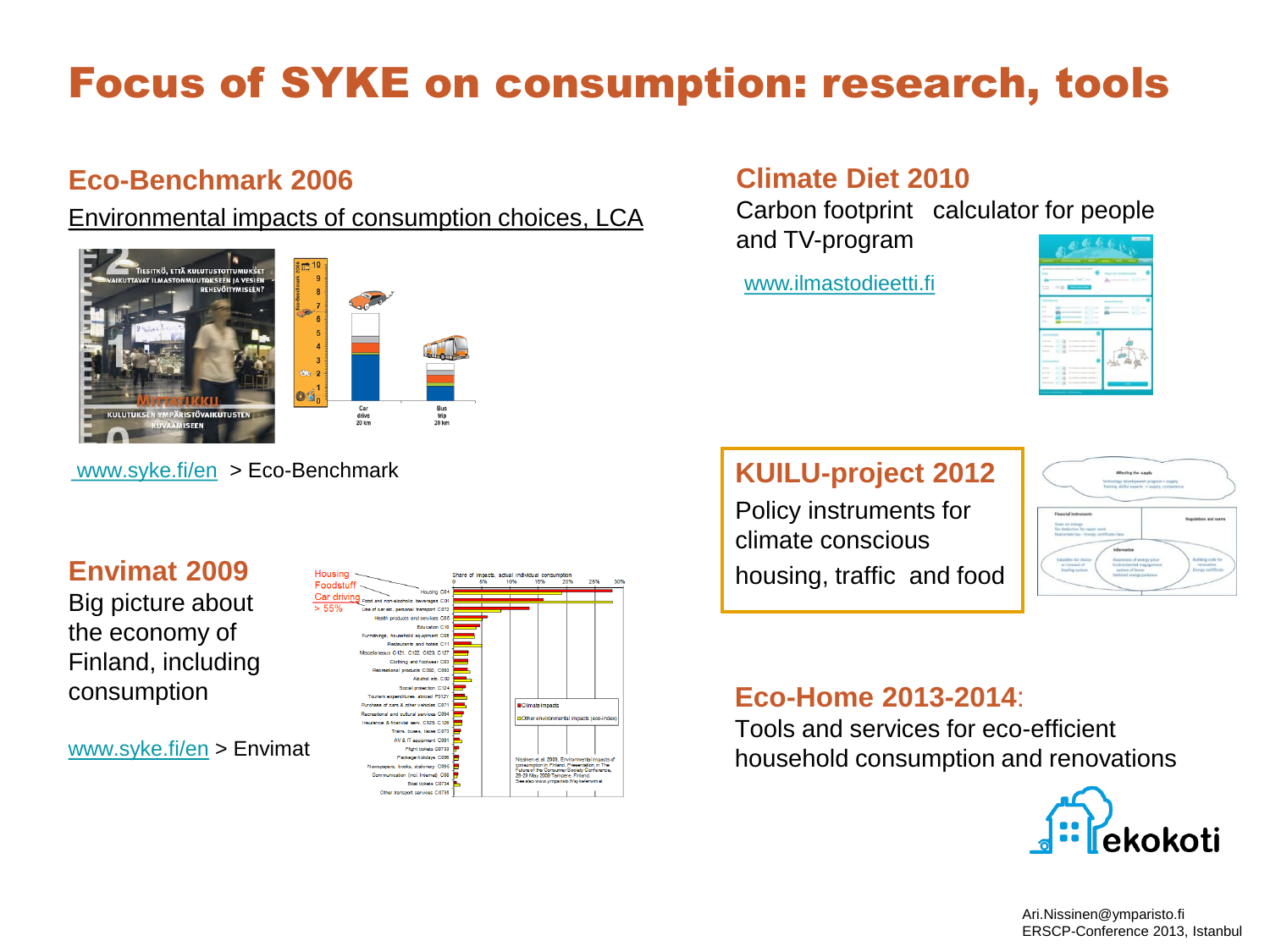# Focus of SYKE on consumption: research, tools

## Eco-Benchmark 2006

Environmental impacts of consumption choices, LCA

www.syke.fi/en > Eco-Benchmark

## Envimat 2009

Big picture about the economy of Finland, including consumption

www.syke.fi/en > Envimat

## Climate Diet 2010

Carbon footprint calculator for people and TV-program

www.ilmastodieetti.fi

## KUILU-project 2012

Policy instruments for climate conscious housing, traffic and food

## Eco-Home 2013-2014:

Tools and services for eco-efficient household consumption and renovations

ekokoti

Ari.Nissinen@ymparisto.fi
ERSCP-Conference 2013, Istanbul